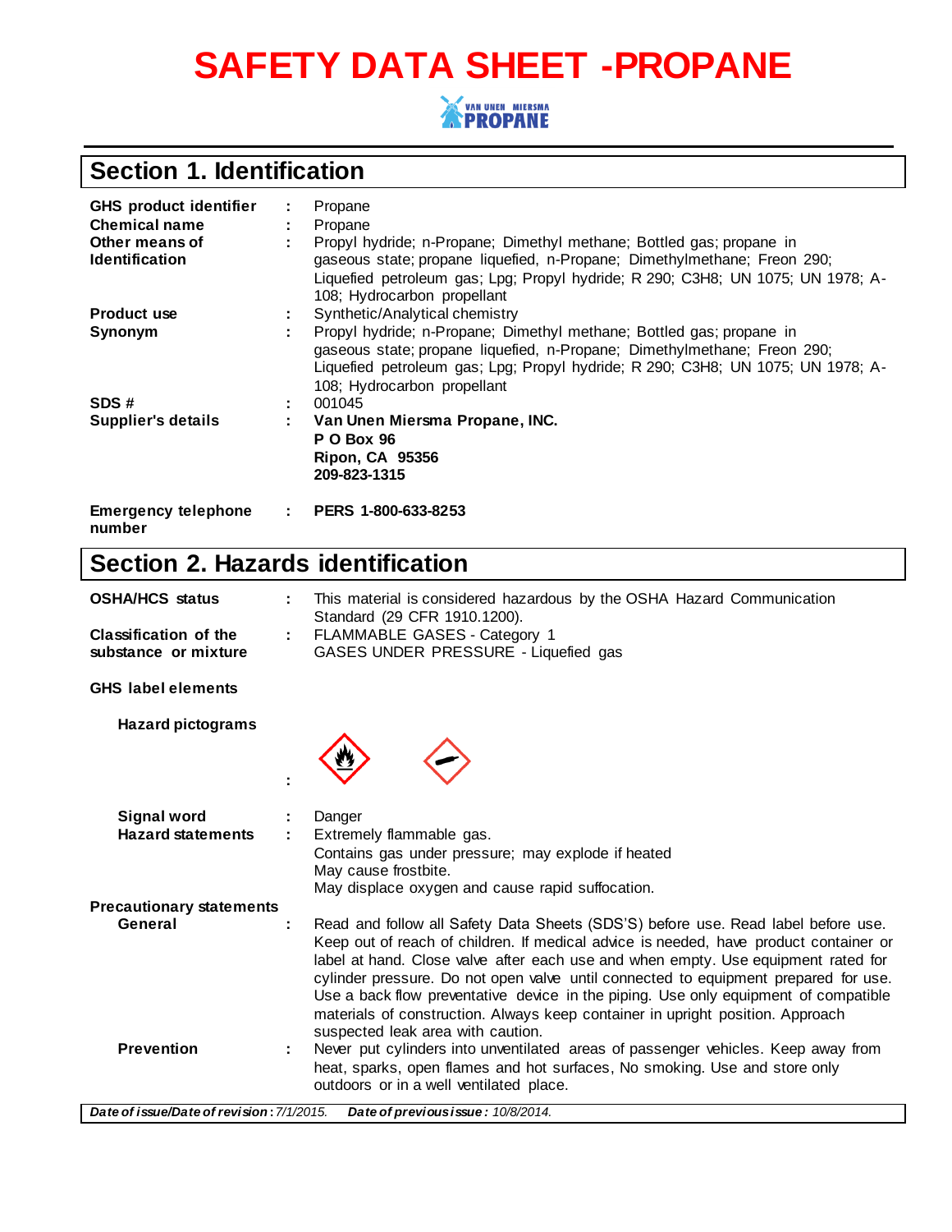# SAFETY DATA SHEET -PROPANE

VAN UNEN MIERSMA PROPANE

## Section 1. Identification

| | | |
|---|---|---|
| **GHS product identifier** | : | Propane |
| **Chemical name** | : | Propane |
| **Other means of Identification** | : | Propyl hydride; n-Propane; Dimethyl methane; Bottled gas; propane in gaseous state; propane liquefied, n-Propane; Dimethylmethane; Freon 290; Liquefied petroleum gas; Lpg; Propyl hydride; R 290; C3H8; UN 1075; UN 1978; A-108; Hydrocarbon propellant |
| **Product use** | : | Synthetic/Analytical chemistry |
| **Synonym** | : | Propyl hydride; n-Propane; Dimethyl methane; Bottled gas; propane in gaseous state; propane liquefied, n-Propane; Dimethylmethane; Freon 290; Liquefied petroleum gas; Lpg; Propyl hydride; R 290; C3H8; UN 1075; UN 1978; A-108; Hydrocarbon propellant |
| **SDS #** | : | 001045 |
| **Supplier's details** | : | **Van Unen Miersma Propane, INC.**<br>**P O Box 96**<br>**Ripon, CA 95356**<br>**209-823-1315** |
| **Emergency telephone number** | : | **PERS 1-800-633-8253** |

## Section 2. Hazards identification

| | | |
|---|---|---|
| **OSHA/HCS status** | : | This material is considered hazardous by the OSHA Hazard Communication Standard (29 CFR 1910.1200). |
| **Classification of the substance or mixture** | : | FLAMMABLE GASES - Category 1<br>GASES UNDER PRESSURE - Liquefied gas |

**GHS label elements**

| | | |
|---|---|---|
| **Hazard pictograms** | : | |
| **Signal word** | : | Danger |
| **Hazard statements** | : | Extremely flammable gas.<br>Contains gas under pressure; may explode if heated<br>May cause frostbite.<br>May displace oxygen and cause rapid suffocation. |

**Precautionary statements**

| | | |
|---|---|---|
| **General** | : | Read and follow all Safety Data Sheets (SDS'S) before use. Read label before use. Keep out of reach of children. If medical advice is needed, have product container or label at hand. Close valve after each use and when empty. Use equipment rated for cylinder pressure. Do not open valve until connected to equipment prepared for use. Use a back flow preventative device in the piping. Use only equipment of compatible materials of construction. Always keep container in upright position. Approach suspected leak area with caution. |
| **Prevention** | : | Never put cylinders into unventilated areas of passenger vehicles. Keep away from heat, sparks, open flames and hot surfaces, No smoking. Use and store only outdoors or in a well ventilated place. |

***Date of issue/Date of revision**: 7/1/2015.* ***Date of previous issue**: 10/8/2014.*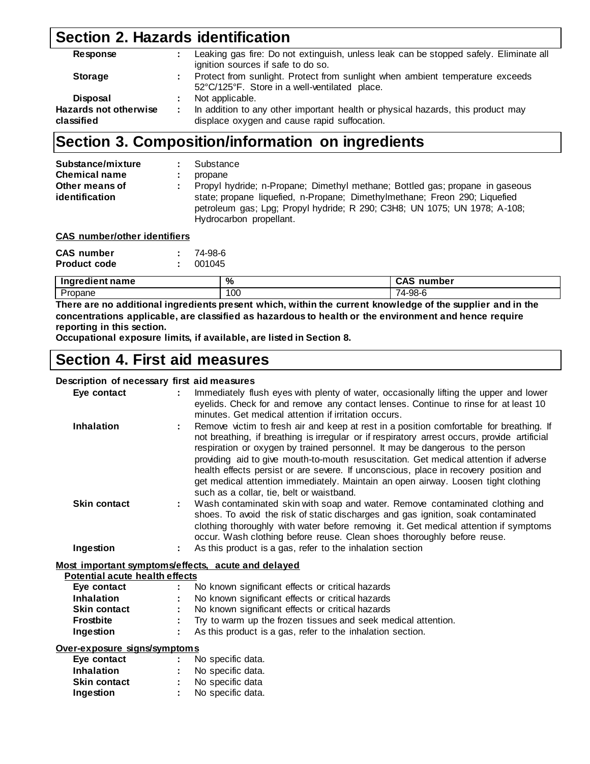## Section 2. Hazards identification

**Response** : Leaking gas fire: Do not extinguish, unless leak can be stopped safely. Eliminate all ignition sources if safe to do so.

**Storage** : Protect from sunlight. Protect from sunlight when ambient temperature exceeds 52°C/125°F. Store in a well-ventilated place.

**Disposal** : Not applicable.

**Hazards not otherwise classified** : In addition to any other important health or physical hazards, this product may displace oxygen and cause rapid suffocation.

## Section 3. Composition/information on ingredients

**Substance/mixture** : Substance

**Chemical name** : propane

**Other means of identification** : Propyl hydride; n-Propane; Dimethyl methane; Bottled gas; propane in gaseous state; propane liquefied, n-Propane; Dimethylmethane; Freon 290; Liquefied petroleum gas; Lpg; Propyl hydride; R 290; $C_3H_8$; UN 1075; UN 1978; A-108; Hydrocarbon propellant.

**CAS number/other identifiers**

**CAS number** : 74-98-6

**Product code** : 001045

| Ingredient name | % | CAS number |
|---|---|---|
| Propane | 100 | 74-98-6 |

**There are no additional ingredients present which, within the current knowledge of the supplier and in the concentrations applicable, are classified as hazardous to health or the environment and hence require reporting in this section.**

**Occupational exposure limits, if available, are listed in Section 8.**

## Section 4. First aid measures

**Description of necessary first aid measures**

**Eye contact** : Immediately flush eyes with plenty of water, occasionally lifting the upper and lower eyelids. Check for and remove any contact lenses. Continue to rinse for at least 10 minutes. Get medical attention if irritation occurs.

**Inhalation** : Remove victim to fresh air and keep at rest in a position comfortable for breathing. If not breathing, if breathing is irregular or if respiratory arrest occurs, provide artificial respiration or oxygen by trained personnel. It may be dangerous to the person providing aid to give mouth-to-mouth resuscitation. Get medical attention if adverse health effects persist or are severe. If unconscious, place in recovery position and get medical attention immediately. Maintain an open airway. Loosen tight clothing such as a collar, tie, belt or waistband.

**Skin contact** : Wash contaminated skin with soap and water. Remove contaminated clothing and shoes. To avoid the risk of static discharges and gas ignition, soak contaminated clothing thoroughly with water before removing it. Get medical attention if symptoms occur. Wash clothing before reuse. Clean shoes thoroughly before reuse.

**Ingestion** : As this product is a gas, refer to the inhalation section

**Most important symptoms/effects, acute and delayed**

**Potential acute health effects**

**Eye contact** : No known significant effects or critical hazards

**Inhalation** : No known significant effects or critical hazards

**Skin contact** : No known significant effects or critical hazards

**Frostbite** : Try to warm up the frozen tissues and seek medical attention.

**Ingestion** : As this product is a gas, refer to the inhalation section.

**Over-exposure signs/symptoms**

**Eye contact** : No specific data.

**Inhalation** : No specific data.

**Skin contact** : No specific data

**Ingestion** : No specific data.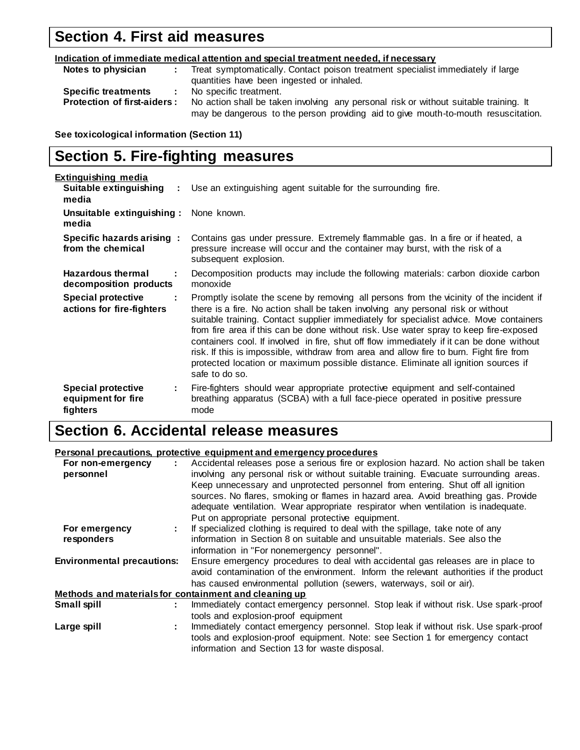## Section 4. First aid measures

**Indication of immediate medical attention and special treatment needed, if necessary**

**Notes to physician** : Treat symptomatically. Contact poison treatment specialist immediately if large quantities have been ingested or inhaled.

**Specific treatments** : No specific treatment.

**Protection of first-aiders** : No action shall be taken involving any personal risk or without suitable training. It may be dangerous to the person providing aid to give mouth-to-mouth resuscitation.

**See toxicological information (Section 11)**

## Section 5. Fire-fighting measures

**Extinguishing media**

**Suitable extinguishing media** : Use an extinguishing agent suitable for the surrounding fire.

**Unsuitable extinguishing media** : None known.

**Specific hazards arising from the chemical** : Contains gas under pressure. Extremely flammable gas. In a fire or if heated, a pressure increase will occur and the container may burst, with the risk of a subsequent explosion.

**Hazardous thermal decomposition products** : Decomposition products may include the following materials: carbon dioxide carbon monoxide

**Special protective actions for fire-fighters** : Promptly isolate the scene by removing all persons from the vicinity of the incident if there is a fire. No action shall be taken involving any personal risk or without suitable training. Contact supplier immediately for specialist advice. Move containers from fire area if this can be done without risk. Use water spray to keep fire-exposed containers cool. If involved in fire, shut off flow immediately if it can be done without risk. If this is impossible, withdraw from area and allow fire to burn. Fight fire from protected location or maximum possible distance. Eliminate all ignition sources if safe to do so.

**Special protective equipment for fire fighters** : Fire-fighters should wear appropriate protective equipment and self-contained breathing apparatus (SCBA) with a full face-piece operated in positive pressure mode

## Section 6. Accidental release measures

**Personal precautions, protective equipment and emergency procedures**

**For non-emergency personnel** : Accidental releases pose a serious fire or explosion hazard. No action shall be taken involving any personal risk or without suitable training. Evacuate surrounding areas. Keep unnecessary and unprotected personnel from entering. Shut off all ignition sources. No flares, smoking or flames in hazard area. Avoid breathing gas. Provide adequate ventilation. Wear appropriate respirator when ventilation is inadequate. Put on appropriate personal protective equipment.

**For emergency responders** : If specialized clothing is required to deal with the spillage, take note of any information in Section 8 on suitable and unsuitable materials. See also the information in "For nonemergency personnel".

**Environmental precautions:** Ensure emergency procedures to deal with accidental gas releases are in place to avoid contamination of the environment. Inform the relevant authorities if the product has caused environmental pollution (sewers, waterways, soil or air).

**Methods and materials for containment and cleaning up**

**Small spill** : Immediately contact emergency personnel. Stop leak if without risk. Use spark-proof tools and explosion-proof equipment

**Large spill** : Immediately contact emergency personnel. Stop leak if without risk. Use spark-proof tools and explosion-proof equipment. Note: see Section 1 for emergency contact information and Section 13 for waste disposal.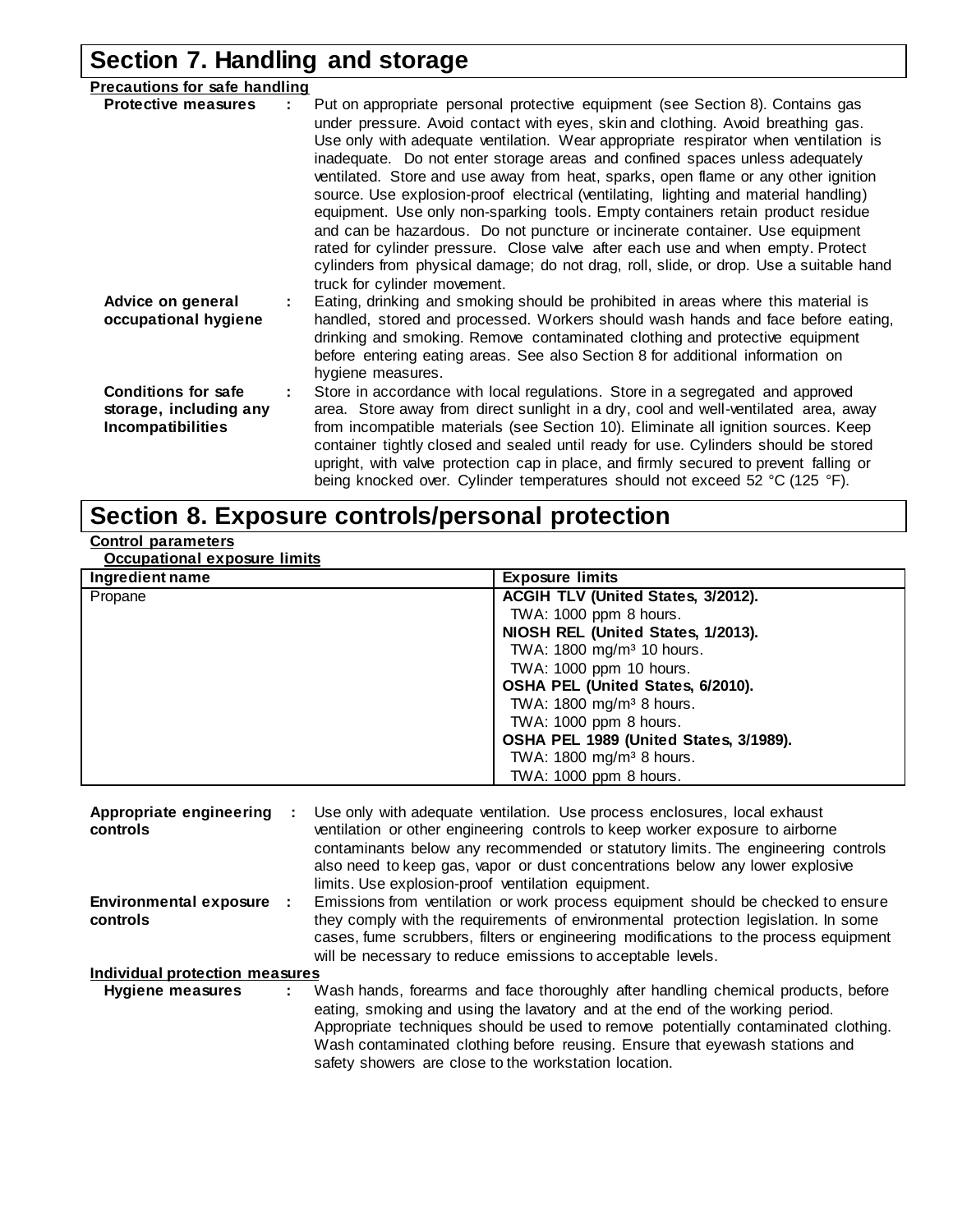# Section 7. Handling and storage

**Precautions for safe handling**

**Protective measures** : Put on appropriate personal protective equipment (see Section 8). Contains gas under pressure. Avoid contact with eyes, skin and clothing. Avoid breathing gas. Use only with adequate ventilation. Wear appropriate respirator when ventilation is inadequate. Do not enter storage areas and confined spaces unless adequately ventilated. Store and use away from heat, sparks, open flame or any other ignition source. Use explosion-proof electrical (ventilating, lighting and material handling) equipment. Use only non-sparking tools. Empty containers retain product residue and can be hazardous. Do not puncture or incinerate container. Use equipment rated for cylinder pressure. Close valve after each use and when empty. Protect cylinders from physical damage; do not drag, roll, slide, or drop. Use a suitable hand truck for cylinder movement.

**Advice on general occupational hygiene** : Eating, drinking and smoking should be prohibited in areas where this material is handled, stored and processed. Workers should wash hands and face before eating, drinking and smoking. Remove contaminated clothing and protective equipment before entering eating areas. See also Section 8 for additional information on hygiene measures.

**Conditions for safe storage, including any Incompatibilities** : Store in accordance with local regulations. Store in a segregated and approved area. Store away from direct sunlight in a dry, cool and well-ventilated area, away from incompatible materials (see Section 10). Eliminate all ignition sources. Keep container tightly closed and sealed until ready for use. Cylinders should be stored upright, with valve protection cap in place, and firmly secured to prevent falling or being knocked over. Cylinder temperatures should not exceed 52 °C (125 °F).

# Section 8. Exposure controls/personal protection

**Control parameters**

**Occupational exposure limits**

| Ingredient name | Exposure limits |
|---|---|
| Propane | **ACGIH TLV (United States, 3/2012).**<br>TWA: 1000 ppm 8 hours.<br>**NIOSH REL (United States, 1/2013).**<br>TWA: 1800 mg/m³ 10 hours.<br>TWA: 1000 ppm 10 hours.<br>**OSHA PEL (United States, 6/2010).**<br>TWA: 1800 mg/m³ 8 hours.<br>TWA: 1000 ppm 8 hours.<br>**OSHA PEL 1989 (United States, 3/1989).**<br>TWA: 1800 mg/m³ 8 hours.<br>TWA: 1000 ppm 8 hours. |

**Appropriate engineering controls** : Use only with adequate ventilation. Use process enclosures, local exhaust ventilation or other engineering controls to keep worker exposure to airborne contaminants below any recommended or statutory limits. The engineering controls also need to keep gas, vapor or dust concentrations below any lower explosive limits. Use explosion-proof ventilation equipment.

**Environmental exposure controls** : Emissions from ventilation or work process equipment should be checked to ensure they comply with the requirements of environmental protection legislation. In some cases, fume scrubbers, filters or engineering modifications to the process equipment will be necessary to reduce emissions to acceptable levels.

**Individual protection measures**

**Hygiene measures** : Wash hands, forearms and face thoroughly after handling chemical products, before eating, smoking and using the lavatory and at the end of the working period. Appropriate techniques should be used to remove potentially contaminated clothing. Wash contaminated clothing before reusing. Ensure that eyewash stations and safety showers are close to the workstation location.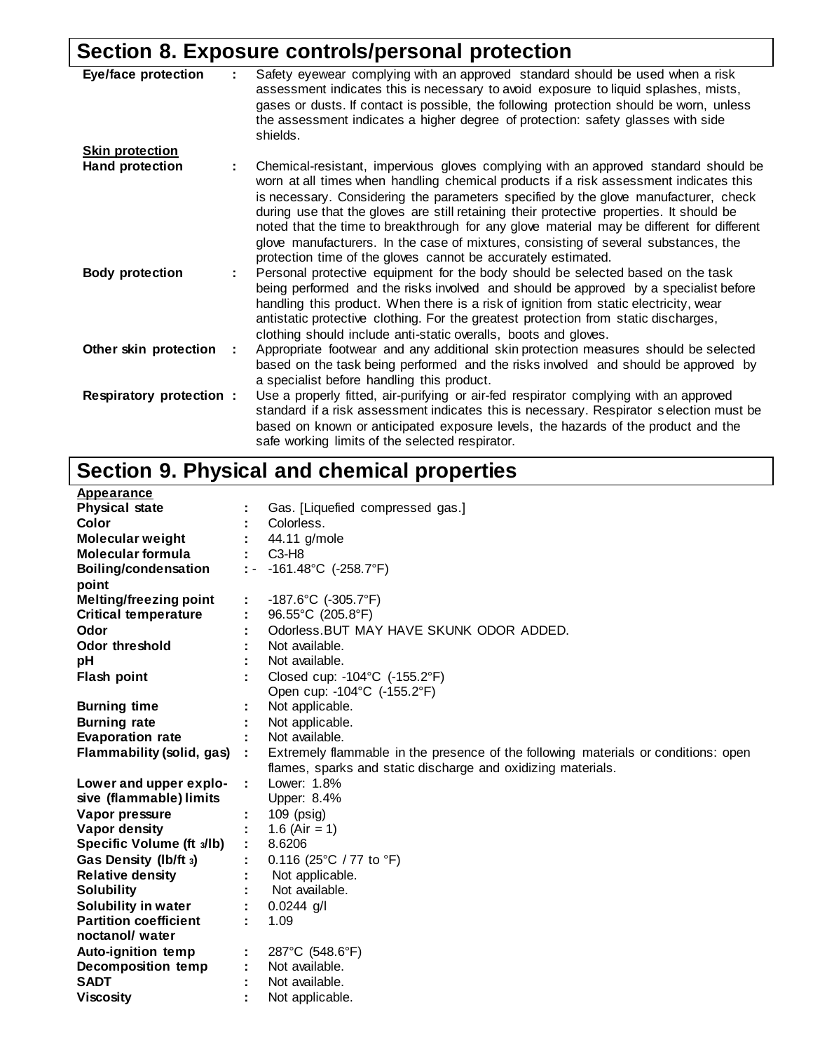## Section 8. Exposure controls/personal protection

**Eye/face protection** : Safety eyewear complying with an approved standard should be used when a risk assessment indicates this is necessary to avoid exposure to liquid splashes, mists, gases or dusts. If contact is possible, the following protection should be worn, unless the assessment indicates a higher degree of protection: safety glasses with side shields.

**Skin protection**

**Hand protection** : Chemical-resistant, impervious gloves complying with an approved standard should be worn at all times when handling chemical products if a risk assessment indicates this is necessary. Considering the parameters specified by the glove manufacturer, check during use that the gloves are still retaining their protective properties. It should be noted that the time to breakthrough for any glove material may be different for different glove manufacturers. In the case of mixtures, consisting of several substances, the protection time of the gloves cannot be accurately estimated.

**Body protection** : Personal protective equipment for the body should be selected based on the task being performed and the risks involved and should be approved by a specialist before handling this product. When there is a risk of ignition from static electricity, wear antistatic protective clothing. For the greatest protection from static discharges, clothing should include anti-static overalls, boots and gloves.

**Other skin protection** : Appropriate footwear and any additional skin protection measures should be selected based on the task being performed and the risks involved and should be approved by a specialist before handling this product.

**Respiratory protection** : Use a properly fitted, air-purifying or air-fed respirator complying with an approved standard if a risk assessment indicates this is necessary. Respirator selection must be based on known or anticipated exposure levels, the hazards of the product and the safe working limits of the selected respirator.

## Section 9. Physical and chemical properties

**Appearance**

**Physical state** : Gas. [Liquefied compressed gas.]

**Color** : Colorless.

**Molecular weight** : 44.11 g/mole

**Molecular formula** : C3-H8

**Boiling/condensation point** : - -161.48°C (-258.7°F)

**Melting/freezing point** : -187.6°C (-305.7°F)

**Critical temperature** : 96.55°C (205.8°F)

**Odor** : Odorless.BUT MAY HAVE SKUNK ODOR ADDED.

**Odor threshold** : Not available.

**pH** : Not available.

**Flash point** : Closed cup: -104°C (-155.2°F)
Open cup: -104°C (-155.2°F)

**Burning time** : Not applicable.

**Burning rate** : Not applicable.

**Evaporation rate** : Not available.

**Flammability (solid, gas)** : Extremely flammable in the presence of the following materials or conditions: open flames, sparks and static discharge and oxidizing materials.

**Lower and upper explosive (flammable) limits** : Lower: 1.8%
Upper: 8.4%

**Vapor pressure** : 109 (psig)

**Vapor density** : 1.6 (Air = 1)

**Specific Volume ($ft^3$/lb)** : 8.6206

**Gas Density (lb/$ft^3$)** : 0.116 (25°C / 77 to °F)

**Relative density** : Not applicable.

**Solubility** : Not available.

**Solubility in water** : 0.0244 g/l

**Partition coefficient noctanol/ water** : 1.09

**Auto-ignition temp** : 287°C (548.6°F)

**Decomposition temp** : Not available.

**SADT** : Not available.

**Viscosity** : Not applicable.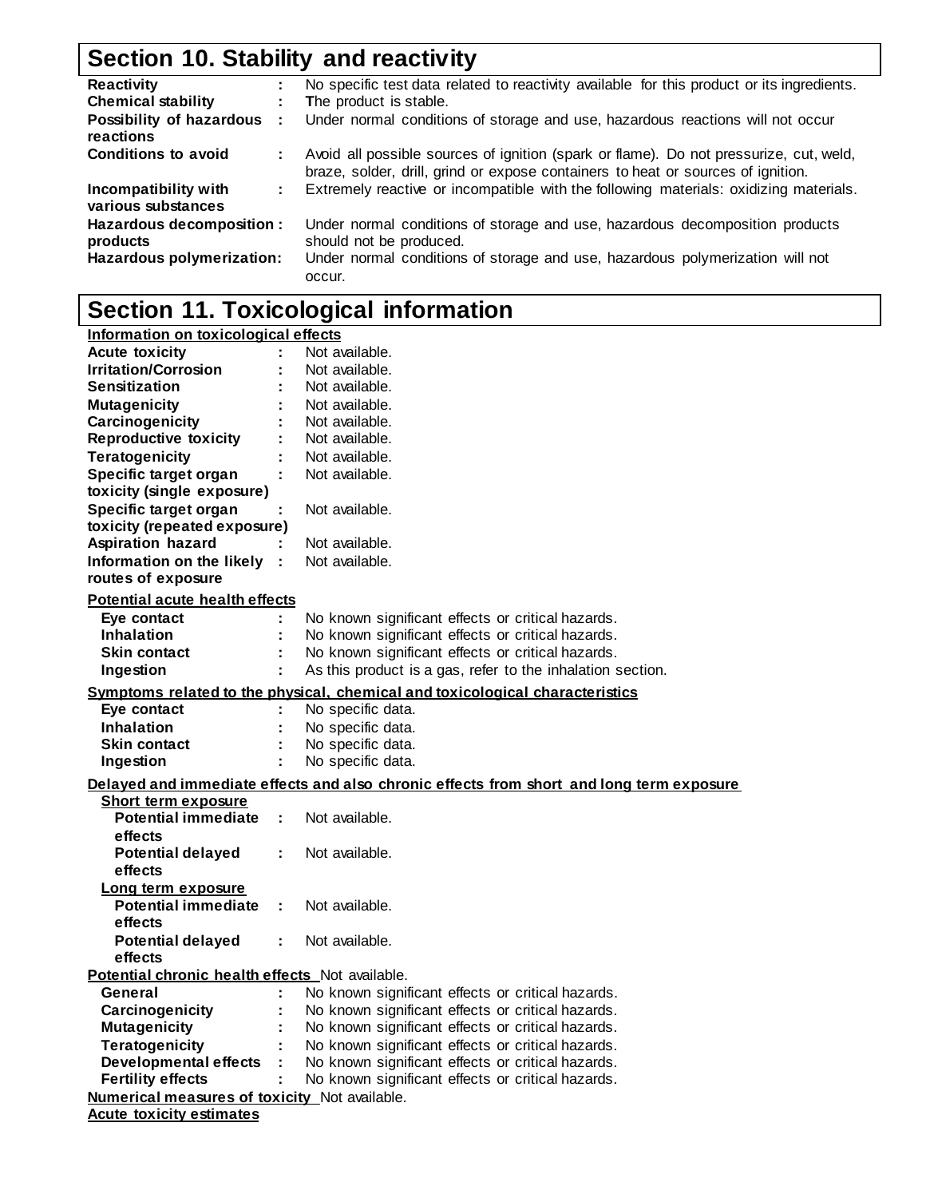## Section 10. Stability and reactivity

**Reactivity** : No specific test data related to reactivity available for this product or its ingredients.

**Chemical stability** : The product is stable.

**Possibility of hazardous reactions** : Under normal conditions of storage and use, hazardous reactions will not occur

**Conditions to avoid** : Avoid all possible sources of ignition (spark or flame). Do not pressurize, cut, weld, braze, solder, drill, grind or expose containers to heat or sources of ignition.

**Incompatibility with various substances** : Extremely reactive or incompatible with the following materials: oxidizing materials.

**Hazardous decomposition products** : Under normal conditions of storage and use, hazardous decomposition products should not be produced.

**Hazardous polymerization:** Under normal conditions of storage and use, hazardous polymerization will not occur.

## Section 11. Toxicological information

**Information on toxicological effects**

**Acute toxicity** : Not available.

**Irritation/Corrosion** : Not available.

**Sensitization** : Not available.

**Mutagenicity** : Not available.

**Carcinogenicity** : Not available.

**Reproductive toxicity** : Not available.

**Teratogenicity** : Not available.

**Specific target organ toxicity (single exposure)** : Not available.

**Specific target organ toxicity (repeated exposure)** : Not available.

**Aspiration hazard** : Not available.

**Information on the likely routes of exposure** : Not available.

**Potential acute health effects**

**Eye contact** : No known significant effects or critical hazards.

**Inhalation** : No known significant effects or critical hazards.

**Skin contact** : No known significant effects or critical hazards.

**Ingestion** : As this product is a gas, refer to the inhalation section.

**Symptoms related to the physical, chemical and toxicological characteristics**

**Eye contact** : No specific data.

**Inhalation** : No specific data.

**Skin contact** : No specific data.

**Ingestion** : No specific data.

**Delayed and immediate effects and also chronic effects from short and long term exposure**

**Short term exposure**

**Potential immediate effects** : Not available.

**Potential delayed effects** : Not available.

**Long term exposure**

**Potential immediate effects** : Not available.

**Potential delayed effects** : Not available.

**Potential chronic health effects** Not available.

**General** : No known significant effects or critical hazards.

**Carcinogenicity** : No known significant effects or critical hazards.

**Mutagenicity** : No known significant effects or critical hazards.

**Teratogenicity** : No known significant effects or critical hazards.

**Developmental effects** : No known significant effects or critical hazards.

**Fertility effects** : No known significant effects or critical hazards.

**Numerical measures of toxicity** Not available.

**Acute toxicity estimates**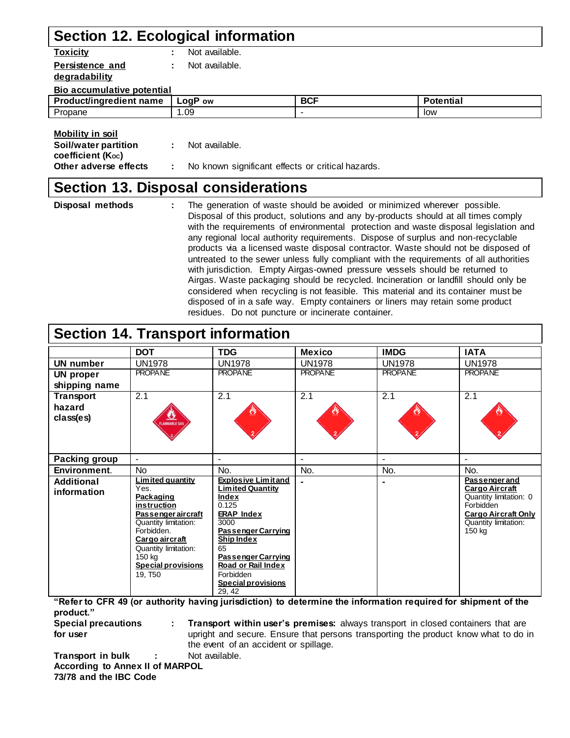## Section 12. Ecological information

**Toxicity** : Not available.

**Persistence and degradability** : Not available.

**Bio accumulative potential**

| Product/ingredient name | LogP ow | BCF | Potential |
|---|---|---|---|
| Propane | 1.09 | - | low |

**Mobility in soil**

**Soil/water partition coefficient ($K_{OC}$)** : Not available.

**Other adverse effects** : No known significant effects or critical hazards.

## Section 13. Disposal considerations

**Disposal methods** : The generation of waste should be avoided or minimized wherever possible. Disposal of this product, solutions and any by-products should at all times comply with the requirements of environmental protection and waste disposal legislation and any regional local authority requirements. Dispose of surplus and non-recyclable products via a licensed waste disposal contractor. Waste should not be disposed of untreated to the sewer unless fully compliant with the requirements of all authorities with jurisdiction. Empty Airgas-owned pressure vessels should be returned to Airgas. Waste packaging should be recycled. Incineration or landfill should only be considered when recycling is not feasible. This material and its container must be disposed of in a safe way. Empty containers or liners may retain some product residues. Do not puncture or incinerate container.

## Section 14. Transport information

| | DOT | TDG | Mexico | IMDG | IATA |
|---|---|---|---|---|---|
| **UN number** | UN1978 | UN1978 | UN1978 | UN1978 | UN1978 |
| **UN proper shipping name** | PROPANE | PROPANE | PROPANE | PROPANE | PROPANE |
| **Transport hazard class(es)** | 2.1 | 2.1 | 2.1 | 2.1 | 2.1 |
| **Packing group** | - | - | - | - | - |
| **Environment.** | No | No. | No. | No. | No. |
| **Additional information** | **Limited quantity** Yes. **Packaging instruction** **Passenger aircraft** Quantity limitation: Forbidden. **Cargo aircraft** Quantity limitation: 150 kg **Special provisions** 19, T50 | **Explosive Limit and Limited Quantity Index** 0.125 **ERAP Index** 3000 **Passenger Carrying Ship Index** 65 **Passenger Carrying Road or Rail Index** Forbidden **Special provisions** 29, 42 | - | - | **Passenger and Cargo Aircraft** Quantity limitation: 0 Forbidden **Cargo Aircraft Only** Quantity limitation: 150 kg |

**"Refer to CFR 49 (or authority having jurisdiction) to determine the information required for shipment of the product."**

**Special precautions for user** : **Transport within user's premises:** always transport in closed containers that are upright and secure. Ensure that persons transporting the product know what to do in the event of an accident or spillage.

**Transport in bulk According to Annex II of MARPOL 73/78 and the IBC Code** : Not available.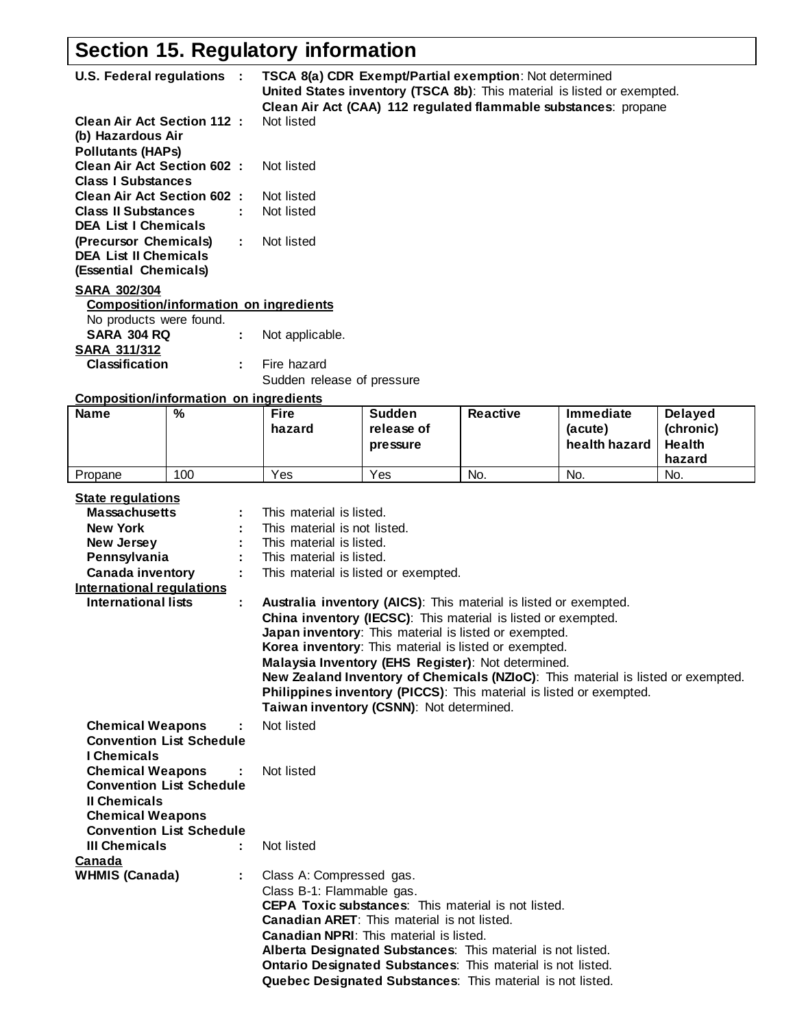# Section 15. Regulatory information

**U.S. Federal regulations** : **TSCA 8(a) CDR Exempt/Partial exemption**: Not determined
**United States inventory (TSCA 8b)**: This material is listed or exempted.
**Clean Air Act (CAA) 112 regulated flammable substances**: propane

**Clean Air Act Section 112 (b) Hazardous Air Pollutants (HAPs)** : Not listed

**Clean Air Act Section 602 Class I Substances** : Not listed

**Clean Air Act Section 602 Class II Substances** : Not listed

**DEA List I Chemicals (Precursor Chemicals)** : Not listed

**DEA List II Chemicals (Essential Chemicals)** : Not listed

**SARA 302/304**

**Composition/information on ingredients**

No products were found.

**SARA 304 RQ** : Not applicable.

**SARA 311/312**

**Classification** : Fire hazard
Sudden release of pressure

**Composition/information on ingredients**

| Name | % | Fire hazard | Sudden release of pressure | Reactive | Immediate (acute) health hazard | Delayed (chronic) Health hazard |
|---|---|---|---|---|---|---|
| Propane | 100 | Yes | Yes | No. | No. | No. |

**State regulations**

**Massachusetts** : This material is listed.
**New York** : This material is not listed.
**New Jersey** : This material is listed.
**Pennsylvania** : This material is listed.
**Canada inventory** : This material is listed or exempted.

**International regulations**

**International lists** : **Australia inventory (AICS)**: This material is listed or exempted.
**China inventory (IECSC)**: This material is listed or exempted.
**Japan inventory**: This material is listed or exempted.
**Korea inventory**: This material is listed or exempted.
**Malaysia Inventory (EHS Register)**: Not determined.
**New Zealand Inventory of Chemicals (NZIoC)**: This material is listed or exempted.
**Philippines inventory (PICCS)**: This material is listed or exempted.
**Taiwan inventory (CSNN)**: Not determined.

**Chemical Weapons Convention List Schedule I Chemicals** : Not listed

**Chemical Weapons Convention List Schedule II Chemicals** : Not listed

**Chemical Weapons Convention List Schedule III Chemicals** : Not listed

**Canada**

**WHMIS (Canada)** : Class A: Compressed gas.
Class B-1: Flammable gas.
**CEPA Toxic substances**: This material is not listed.
**Canadian ARET**: This material is not listed.
**Canadian NPRI**: This material is listed.
**Alberta Designated Substances**: This material is not listed.
**Ontario Designated Substances**: This material is not listed.
**Quebec Designated Substances**: This material is not listed.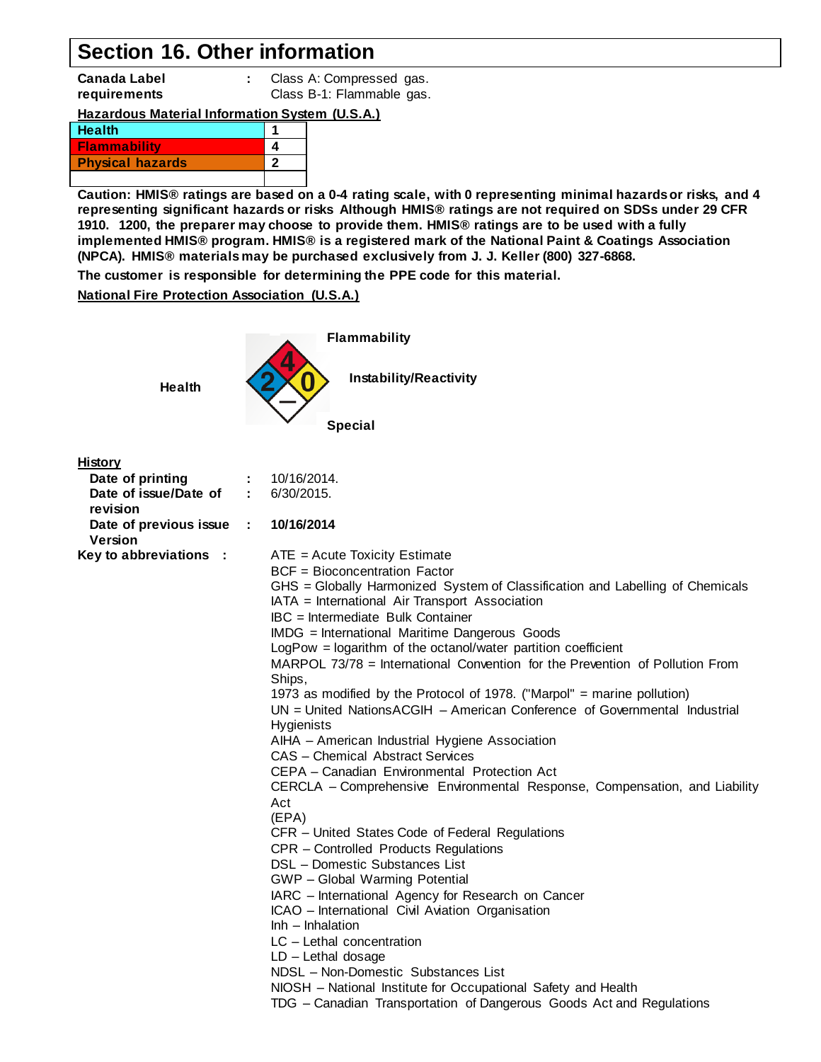## Section 16. Other information

**Canada Label requirements** : Class A: Compressed gas.
Class B-1: Flammable gas.

**Hazardous Material Information System (U.S.A.)**

| | |
|---|---|
| **Health** | **1** |
| **Flammability** | **4** |
| **Physical hazards** | **2** |
| | |

**Caution: HMIS® ratings are based on a 0-4 rating scale, with 0 representing minimal hazards or risks, and 4 representing significant hazards or risks Although HMIS® ratings are not required on SDSs under 29 CFR 1910. 1200, the preparer may choose to provide them. HMIS® ratings are to be used with a fully implemented HMIS® program. HMIS® is a registered mark of the National Paint & Coatings Association (NPCA). HMIS® materials may be purchased exclusively from J. J. Keller (800) 327-6868.**

**The customer is responsible for determining the PPE code for this material.**

**National Fire Protection Association (U.S.A.)**

**Flammability**: 4
**Health**: 2
**Instability/Reactivity**: 0
**Special**: –

**History**

**Date of printing** : 10/16/2014.
**Date of issue/Date of revision** : 6/30/2015.
**Date of previous issue** : **10/16/2014**
**Version**

**Key to abbreviations** :

ATE = Acute Toxicity Estimate
BCF = Bioconcentration Factor
GHS = Globally Harmonized System of Classification and Labelling of Chemicals
IATA = International Air Transport Association
IBC = Intermediate Bulk Container
IMDG = International Maritime Dangerous Goods
LogPow = logarithm of the octanol/water partition coefficient
MARPOL 73/78 = International Convention for the Prevention of Pollution From Ships,
1973 as modified by the Protocol of 1978. ("Marpol" = marine pollution)
UN = United NationsACGIH – American Conference of Governmental Industrial Hygienists
AIHA – American Industrial Hygiene Association
CAS – Chemical Abstract Services
CEPA – Canadian Environmental Protection Act
CERCLA – Comprehensive Environmental Response, Compensation, and Liability Act
(EPA)
CFR – United States Code of Federal Regulations
CPR – Controlled Products Regulations
DSL – Domestic Substances List
GWP – Global Warming Potential
IARC – International Agency for Research on Cancer
ICAO – International Civil Aviation Organisation
Inh – Inhalation
LC – Lethal concentration
LD – Lethal dosage
NDSL – Non-Domestic Substances List
NIOSH – National Institute for Occupational Safety and Health
TDG – Canadian Transportation of Dangerous Goods Act and Regulations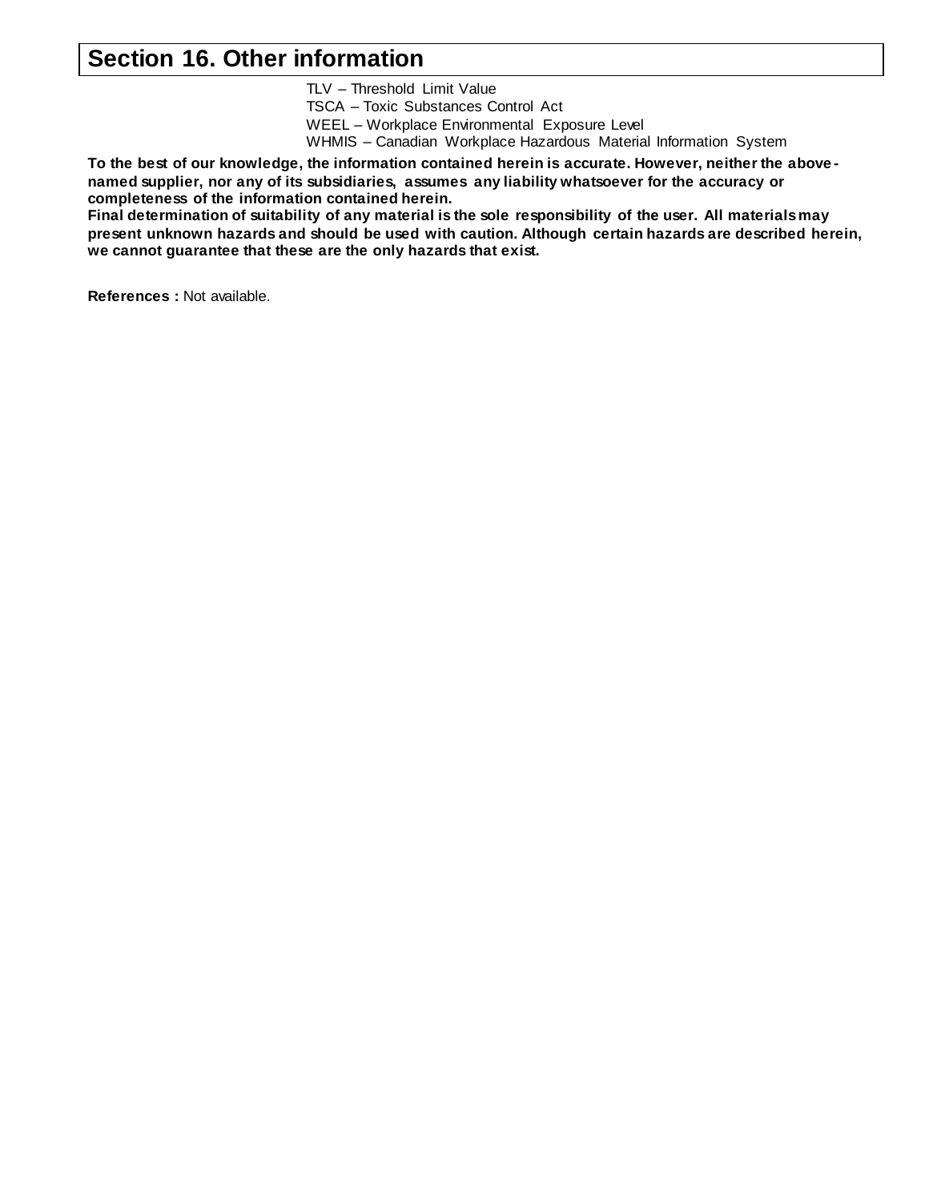# Section 16. Other information

TLV – Threshold Limit Value
TSCA – Toxic Substances Control Act
WEEL – Workplace Environmental Exposure Level
WHMIS – Canadian Workplace Hazardous Material Information System

**To the best of our knowledge, the information contained herein is accurate. However, neither the above-named supplier, nor any of its subsidiaries, assumes any liability whatsoever for the accuracy or completeness of the information contained herein.**
**Final determination of suitability of any material is the sole responsibility of the user. All materials may present unknown hazards and should be used with caution. Although certain hazards are described herein, we cannot guarantee that these are the only hazards that exist.**

**References :** Not available.